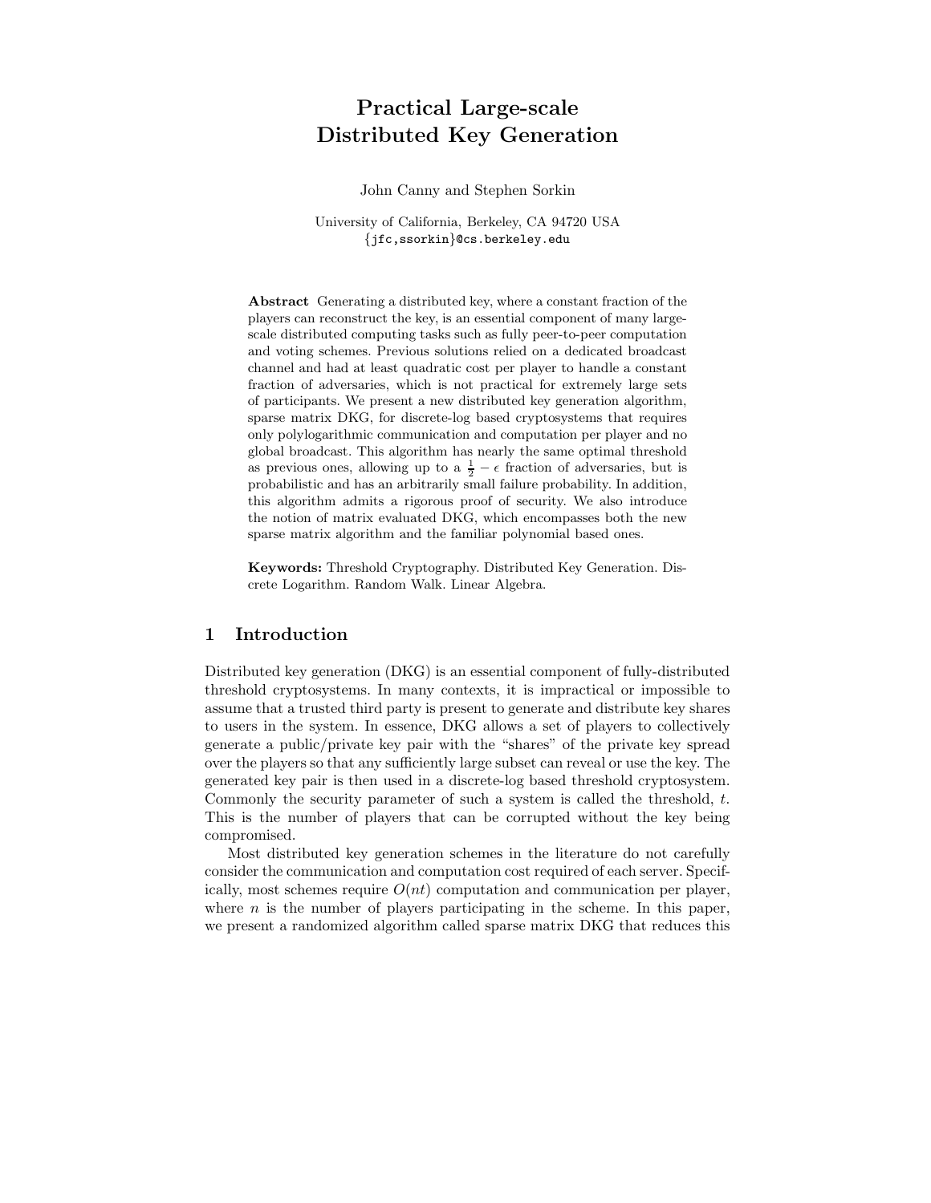# Practical Large-scale Distributed Key Generation

John Canny and Stephen Sorkin

University of California, Berkeley, CA 94720 USA
{jfc,ssorkin}@cs.berkeley.edu

**Abstract** Generating a distributed key, where a constant fraction of the players can reconstruct the key, is an essential component of many large-scale distributed computing tasks such as fully peer-to-peer computation and voting schemes. Previous solutions relied on a dedicated broadcast channel and had at least quadratic cost per player to handle a constant fraction of adversaries, which is not practical for extremely large sets of participants. We present a new distributed key generation algorithm, sparse matrix DKG, for discrete-log based cryptosystems that requires only polylogarithmic communication and computation per player and no global broadcast. This algorithm has nearly the same optimal threshold as previous ones, allowing up to a $\frac{1}{2} - \epsilon$ fraction of adversaries, but is probabilistic and has an arbitrarily small failure probability. In addition, this algorithm admits a rigorous proof of security. We also introduce the notion of matrix evaluated DKG, which encompasses both the new sparse matrix algorithm and the familiar polynomial based ones.

**Keywords:** Threshold Cryptography. Distributed Key Generation. Discrete Logarithm. Random Walk. Linear Algebra.

## 1 Introduction

Distributed key generation (DKG) is an essential component of fully-distributed threshold cryptosystems. In many contexts, it is impractical or impossible to assume that a trusted third party is present to generate and distribute key shares to users in the system. In essence, DKG allows a set of players to collectively generate a public/private key pair with the "shares" of the private key spread over the players so that any sufficiently large subset can reveal or use the key. The generated key pair is then used in a discrete-log based threshold cryptosystem. Commonly the security parameter of such a system is called the threshold, $t$. This is the number of players that can be corrupted without the key being compromised.

Most distributed key generation schemes in the literature do not carefully consider the communication and computation cost required of each server. Specifically, most schemes require $O(nt)$ computation and communication per player, where $n$ is the number of players participating in the scheme. In this paper, we present a randomized algorithm called sparse matrix DKG that reduces this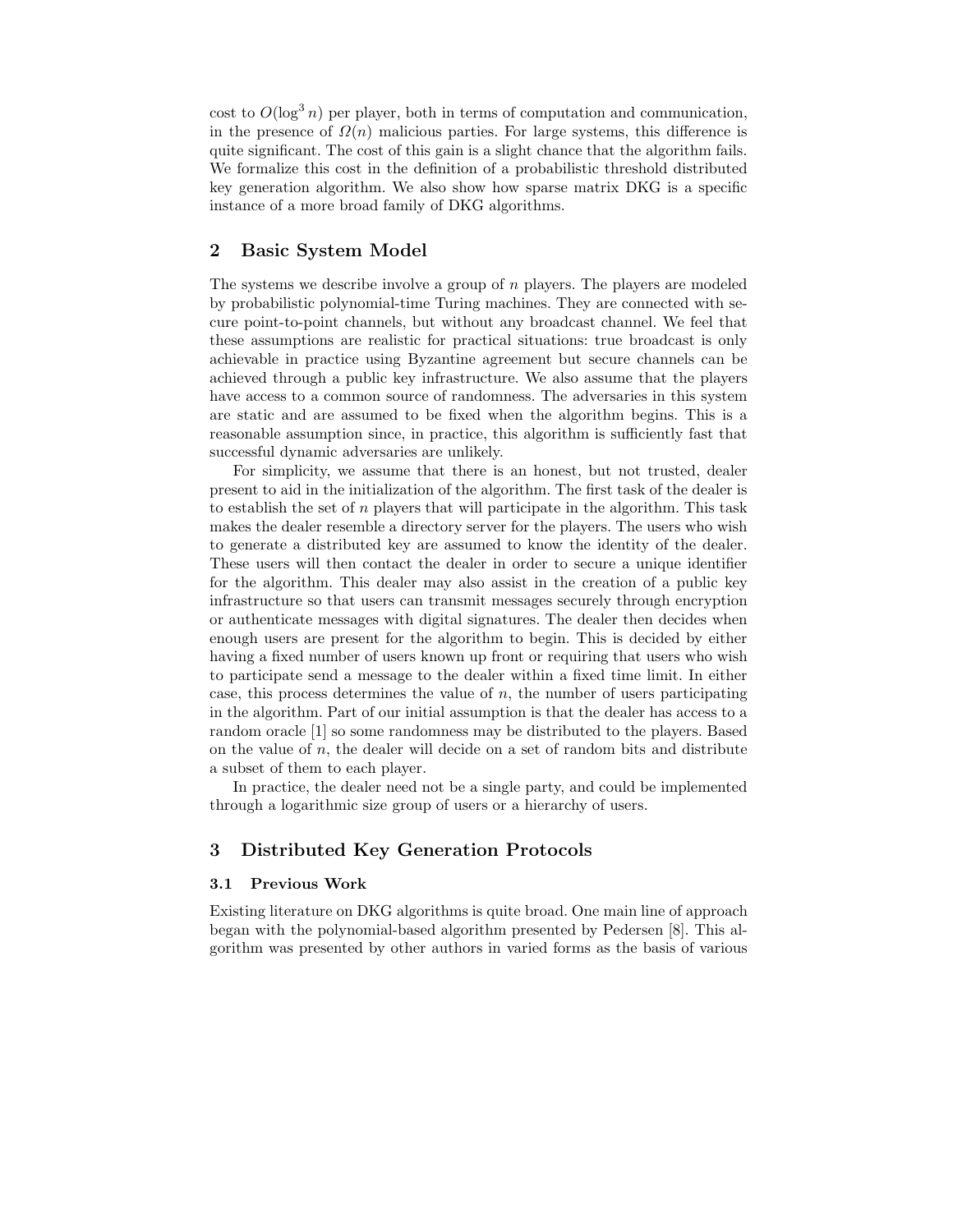cost to $O(\log^3 n)$ per player, both in terms of computation and communication, in the presence of $\Omega(n)$ malicious parties. For large systems, this difference is quite significant. The cost of this gain is a slight chance that the algorithm fails. We formalize this cost in the definition of a probabilistic threshold distributed key generation algorithm. We also show how sparse matrix DKG is a specific instance of a more broad family of DKG algorithms.

## 2 Basic System Model

The systems we describe involve a group of $n$ players. The players are modeled by probabilistic polynomial-time Turing machines. They are connected with secure point-to-point channels, but without any broadcast channel. We feel that these assumptions are realistic for practical situations: true broadcast is only achievable in practice using Byzantine agreement but secure channels can be achieved through a public key infrastructure. We also assume that the players have access to a common source of randomness. The adversaries in this system are static and are assumed to be fixed when the algorithm begins. This is a reasonable assumption since, in practice, this algorithm is sufficiently fast that successful dynamic adversaries are unlikely.

For simplicity, we assume that there is an honest, but not trusted, dealer present to aid in the initialization of the algorithm. The first task of the dealer is to establish the set of $n$ players that will participate in the algorithm. This task makes the dealer resemble a directory server for the players. The users who wish to generate a distributed key are assumed to know the identity of the dealer. These users will then contact the dealer in order to secure a unique identifier for the algorithm. This dealer may also assist in the creation of a public key infrastructure so that users can transmit messages securely through encryption or authenticate messages with digital signatures. The dealer then decides when enough users are present for the algorithm to begin. This is decided by either having a fixed number of users known up front or requiring that users who wish to participate send a message to the dealer within a fixed time limit. In either case, this process determines the value of $n$, the number of users participating in the algorithm. Part of our initial assumption is that the dealer has access to a random oracle [1] so some randomness may be distributed to the players. Based on the value of $n$, the dealer will decide on a set of random bits and distribute a subset of them to each player.

In practice, the dealer need not be a single party, and could be implemented through a logarithmic size group of users or a hierarchy of users.

## 3 Distributed Key Generation Protocols

### 3.1 Previous Work

Existing literature on DKG algorithms is quite broad. One main line of approach began with the polynomial-based algorithm presented by Pedersen [8]. This algorithm was presented by other authors in varied forms as the basis of various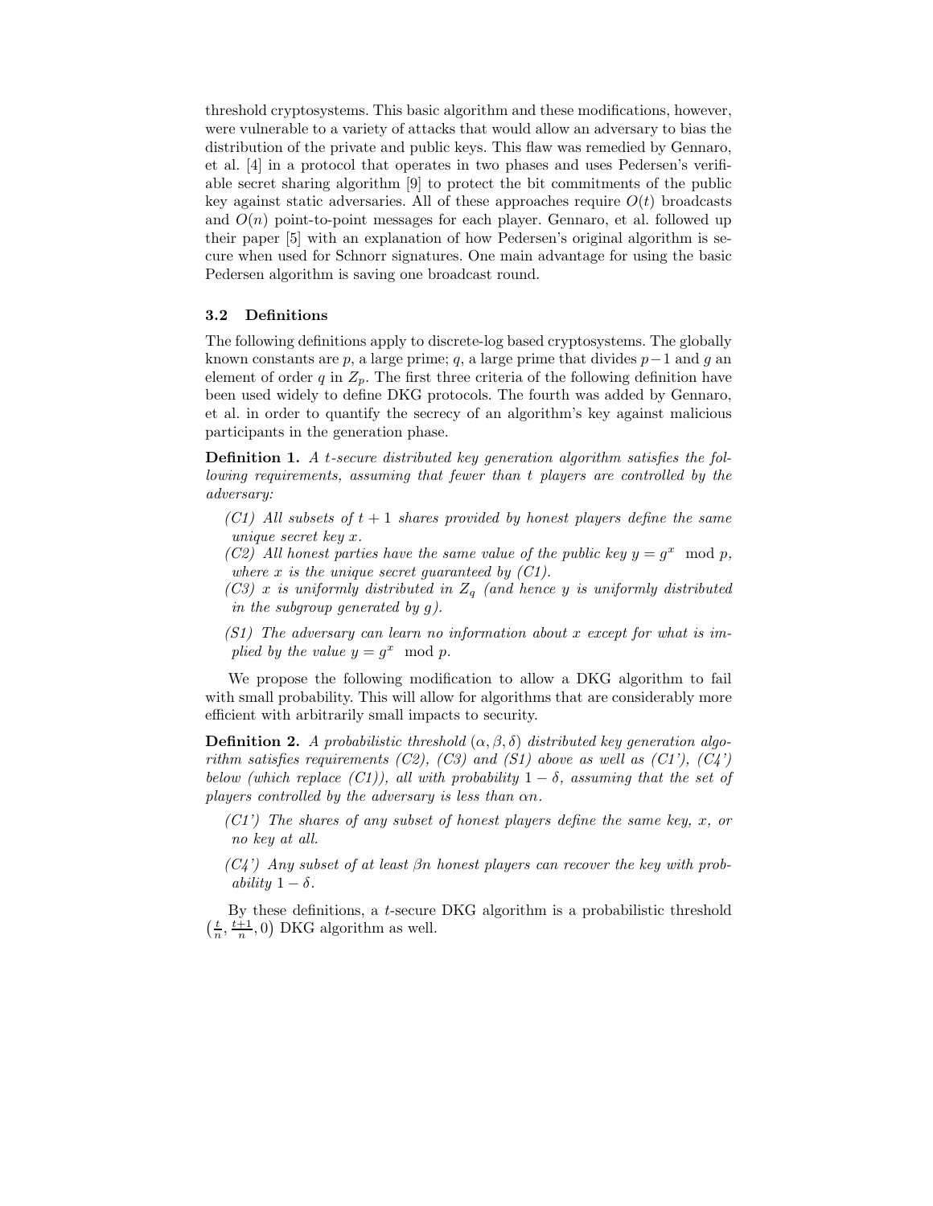threshold cryptosystems. This basic algorithm and these modifications, however, were vulnerable to a variety of attacks that would allow an adversary to bias the distribution of the private and public keys. This flaw was remedied by Gennaro, et al. [4] in a protocol that operates in two phases and uses Pedersen's verifiable secret sharing algorithm [9] to protect the bit commitments of the public key against static adversaries. All of these approaches require $O(t)$ broadcasts and $O(n)$ point-to-point messages for each player. Gennaro, et al. followed up their paper [5] with an explanation of how Pedersen's original algorithm is secure when used for Schnorr signatures. One main advantage for using the basic Pedersen algorithm is saving one broadcast round.

### 3.2 Definitions

The following definitions apply to discrete-log based cryptosystems. The globally known constants are $p$, a large prime; $q$, a large prime that divides $p-1$ and $g$ an element of order $q$ in $Z_p$. The first three criteria of the following definition have been used widely to define DKG protocols. The fourth was added by Gennaro, et al. in order to quantify the secrecy of an algorithm's key against malicious participants in the generation phase.

**Definition 1.** *A $t$-secure distributed key generation algorithm satisfies the following requirements, assuming that fewer than $t$ players are controlled by the adversary:*

- *(C1) All subsets of $t+1$ shares provided by honest players define the same unique secret key $x$.*
- *(C2) All honest parties have the same value of the public key $y = g^x \mod p$, where $x$ is the unique secret guaranteed by (C1).*
- *(C3) $x$ is uniformly distributed in $Z_q$ (and hence $y$ is uniformly distributed in the subgroup generated by $g$).*
- *(S1) The adversary can learn no information about $x$ except for what is implied by the value $y = g^x \mod p$.*

We propose the following modification to allow a DKG algorithm to fail with small probability. This will allow for algorithms that are considerably more efficient with arbitrarily small impacts to security.

**Definition 2.** *A probabilistic threshold $(\alpha, \beta, \delta)$ distributed key generation algorithm satisfies requirements (C2), (C3) and (S1) above as well as (C1'), (C4') below (which replace (C1)), all with probability $1-\delta$, assuming that the set of players controlled by the adversary is less than $\alpha n$.*

- *(C1') The shares of any subset of honest players define the same key, $x$, or no key at all.*
- *(C4') Any subset of at least $\beta n$ honest players can recover the key with probability $1-\delta$.*

By these definitions, a $t$-secure DKG algorithm is a probabilistic threshold $\left(\frac{t}{n}, \frac{t+1}{n}, 0\right)$ DKG algorithm as well.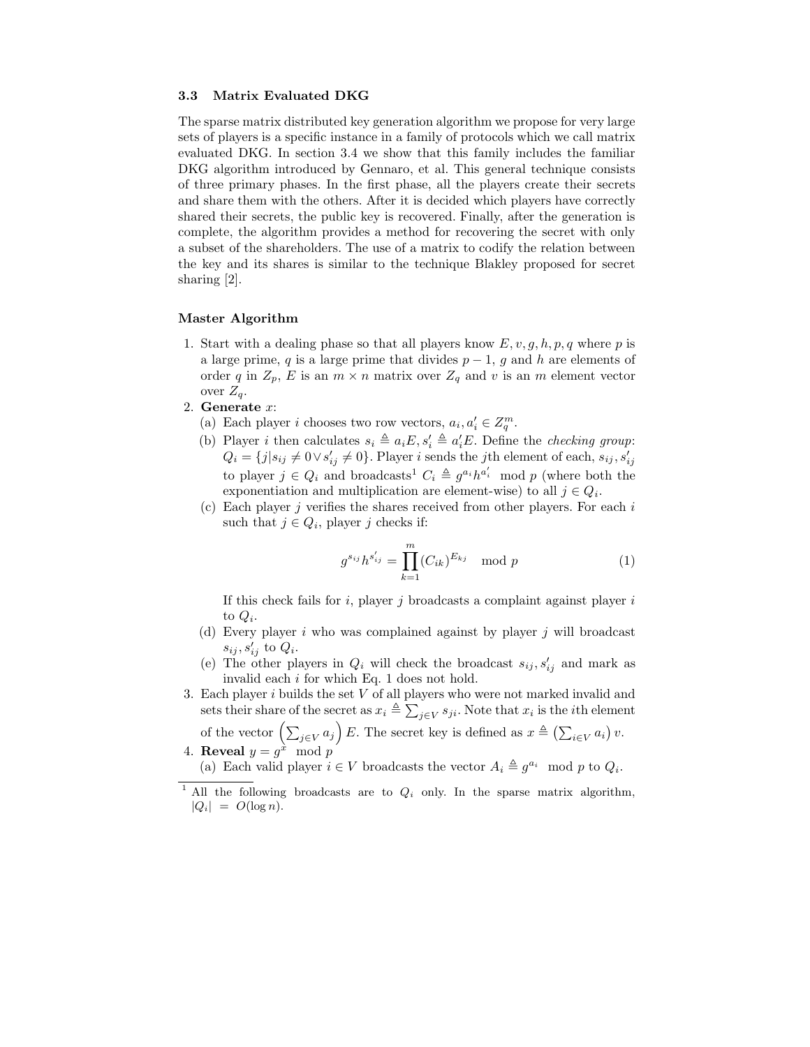### 3.3 Matrix Evaluated DKG

The sparse matrix distributed key generation algorithm we propose for very large sets of players is a specific instance in a family of protocols which we call matrix evaluated DKG. In section 3.4 we show that this family includes the familiar DKG algorithm introduced by Gennaro, et al. This general technique consists of three primary phases. In the first phase, all the players create their secrets and share them with the others. After it is decided which players have correctly shared their secrets, the public key is recovered. Finally, after the generation is complete, the algorithm provides a method for recovering the secret with only a subset of the shareholders. The use of a matrix to codify the relation between the key and its shares is similar to the technique Blakley proposed for secret sharing [2].

**Master Algorithm**

1. Start with a dealing phase so that all players know $E, v, g, h, p, q$ where $p$ is a large prime, $q$ is a large prime that divides $p-1$, $g$ and $h$ are elements of order $q$ in $Z_p$, $E$ is an $m \times n$ matrix over $Z_q$ and $v$ is an $m$ element vector over $Z_q$.
2. **Generate** $x$:
   (a) Each player $i$ chooses two row vectors, $a_i, a'_i \in Z_q^m$.
   (b) Player $i$ then calculates $s_i \triangleq a_i E, s'_i \triangleq a'_i E$. Define the *checking group*: $Q_i = \{j | s_{ij} \neq 0 \vee s'_{ij} \neq 0\}$. Player $i$ sends the $j$th element of each, $s_{ij}, s'_{ij}$ to player $j \in Q_i$ and broadcasts[1] $C_i \triangleq g^{a_i} h^{a'_i} \mod p$ (where both the exponentiation and multiplication are element-wise) to all $j \in Q_i$.
   (c) Each player $j$ verifies the shares received from other players. For each $i$ such that $j \in Q_i$, player $j$ checks if:

$$g^{s_{ij}} h^{s'_{ij}} = \prod_{k=1}^{m} (C_{ik})^{E_{kj}} \mod p \tag{1}$$

   If this check fails for $i$, player $j$ broadcasts a complaint against player $i$ to $Q_i$.
   (d) Every player $i$ who was complained against by player $j$ will broadcast $s_{ij}, s'_{ij}$ to $Q_i$.
   (e) The other players in $Q_i$ will check the broadcast $s_{ij}, s'_{ij}$ and mark as invalid each $i$ for which Eq. 1 does not hold.
3. Each player $i$ builds the set $V$ of all players who were not marked invalid and sets their share of the secret as $x_i \triangleq \sum_{j \in V} s_{ji}$. Note that $x_i$ is the $i$th element of the vector $\left(\sum_{j \in V} a_j\right) E$. The secret key is defined as $x \triangleq \left(\sum_{i \in V} a_i\right) v$.
4. **Reveal** $y = g^x \mod p$
   (a) Each valid player $i \in V$ broadcasts the vector $A_i \triangleq g^{a_i} \mod p$ to $Q_i$.

[1] All the following broadcasts are to $Q_i$ only. In the sparse matrix algorithm, $|Q_i| = O(\log n)$.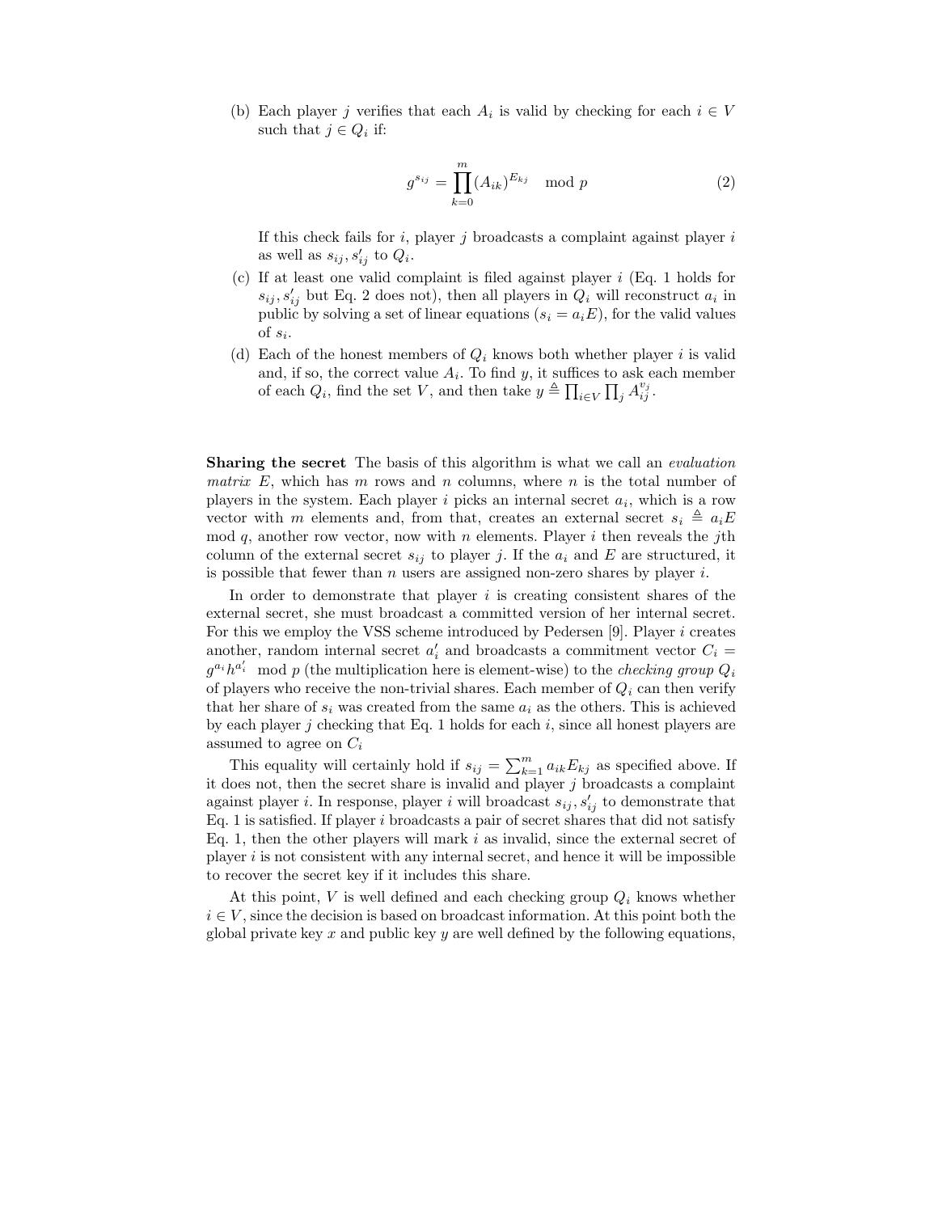(b) Each player $j$ verifies that each $A_i$ is valid by checking for each $i \in V$ such that $j \in Q_i$ if:

$$g^{s_{ij}} = \prod_{k=0}^{m} (A_{ik})^{E_{kj}} \mod p \tag{2}$$

If this check fails for $i$, player $j$ broadcasts a complaint against player $i$ as well as $s_{ij}, s'_{ij}$ to $Q_i$.

(c) If at least one valid complaint is filed against player $i$ (Eq. 1 holds for $s_{ij}, s'_{ij}$ but Eq. 2 does not), then all players in $Q_i$ will reconstruct $a_i$ in public by solving a set of linear equations ($s_i = a_i E$), for the valid values of $s_i$.

(d) Each of the honest members of $Q_i$ knows both whether player $i$ is valid and, if so, the correct value $A_i$. To find $y$, it suffices to ask each member of each $Q_i$, find the set $V$, and then take $y \triangleq \prod_{i \in V} \prod_j A_{ij}^{v_j}$.

**Sharing the secret** The basis of this algorithm is what we call an *evaluation matrix* $E$, which has $m$ rows and $n$ columns, where $n$ is the total number of players in the system. Each player $i$ picks an internal secret $a_i$, which is a row vector with $m$ elements and, from that, creates an external secret $s_i \triangleq a_i E \mod q$, another row vector, now with $n$ elements. Player $i$ then reveals the $j$th column of the external secret $s_{ij}$ to player $j$. If the $a_i$ and $E$ are structured, it is possible that fewer than $n$ users are assigned non-zero shares by player $i$.

In order to demonstrate that player $i$ is creating consistent shares of the external secret, she must broadcast a committed version of her internal secret. For this we employ the VSS scheme introduced by Pedersen [9]. Player $i$ creates another, random internal secret $a'_i$ and broadcasts a commitment vector $C_i = g^{a_i} h^{a'_i} \mod p$ (the multiplication here is element-wise) to the *checking group* $Q_i$ of players who receive the non-trivial shares. Each member of $Q_i$ can then verify that her share of $s_i$ was created from the same $a_i$ as the others. This is achieved by each player $j$ checking that Eq. 1 holds for each $i$, since all honest players are assumed to agree on $C_i$

This equality will certainly hold if $s_{ij} = \sum_{k=1}^{m} a_{ik} E_{kj}$ as specified above. If it does not, then the secret share is invalid and player $j$ broadcasts a complaint against player $i$. In response, player $i$ will broadcast $s_{ij}, s'_{ij}$ to demonstrate that Eq. 1 is satisfied. If player $i$ broadcasts a pair of secret shares that did not satisfy Eq. 1, then the other players will mark $i$ as invalid, since the external secret of player $i$ is not consistent with any internal secret, and hence it will be impossible to recover the secret key if it includes this share.

At this point, $V$ is well defined and each checking group $Q_i$ knows whether $i \in V$, since the decision is based on broadcast information. At this point both the global private key $x$ and public key $y$ are well defined by the following equations,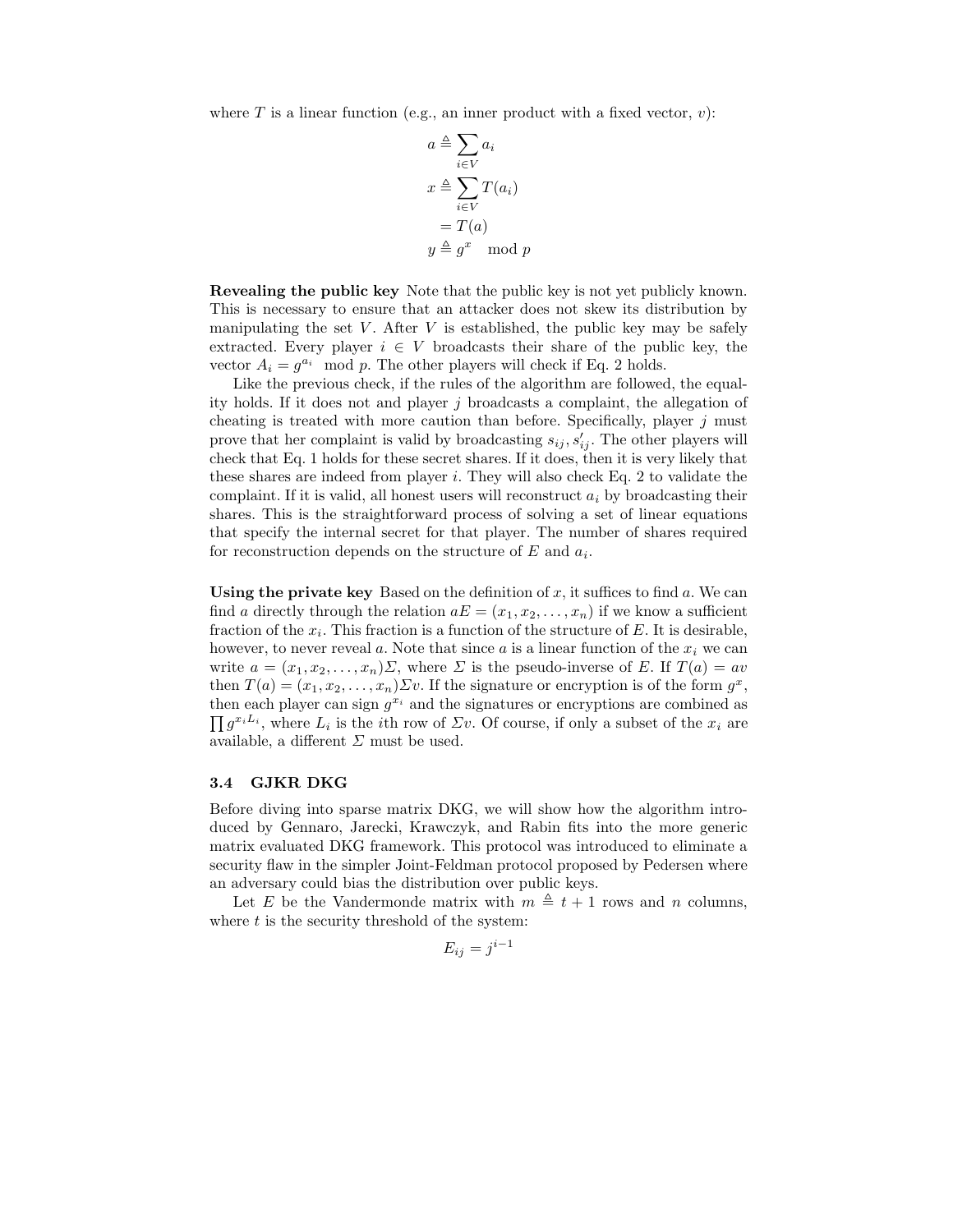where $T$ is a linear function (e.g., an inner product with a fixed vector, $v$):

$$
\begin{aligned}
a &\triangleq \sum_{i \in V} a_i \\
x &\triangleq \sum_{i \in V} T(a_i) \\
&= T(a) \\
y &\triangleq g^x \mod p
\end{aligned}
$$

**Revealing the public key** Note that the public key is not yet publicly known. This is necessary to ensure that an attacker does not skew its distribution by manipulating the set $V$. After $V$ is established, the public key may be safely extracted. Every player $i \in V$ broadcasts their share of the public key, the vector $A_i = g^{a_i} \mod p$. The other players will check if Eq. 2 holds.

Like the previous check, if the rules of the algorithm are followed, the equality holds. If it does not and player $j$ broadcasts a complaint, the allegation of cheating is treated with more caution than before. Specifically, player $j$ must prove that her complaint is valid by broadcasting $s_{ij}, s'_{ij}$. The other players will check that Eq. 1 holds for these secret shares. If it does, then it is very likely that these shares are indeed from player $i$. They will also check Eq. 2 to validate the complaint. If it is valid, all honest users will reconstruct $a_i$ by broadcasting their shares. This is the straightforward process of solving a set of linear equations that specify the internal secret for that player. The number of shares required for reconstruction depends on the structure of $E$ and $a_i$.

**Using the private key** Based on the definition of $x$, it suffices to find $a$. We can find $a$ directly through the relation $aE = (x_1, x_2, \ldots, x_n)$ if we know a sufficient fraction of the $x_i$. This fraction is a function of the structure of $E$. It is desirable, however, to never reveal $a$. Note that since $a$ is a linear function of the $x_i$ we can write $a = (x_1, x_2, \ldots, x_n)\Sigma$, where $\Sigma$ is the pseudo-inverse of $E$. If $T(a) = av$ then $T(a) = (x_1, x_2, \ldots, x_n)\Sigma v$. If the signature or encryption is of the form $g^x$, then each player can sign $g^{x_i}$ and the signatures or encryptions are combined as $\prod g^{x_i L_i}$, where $L_i$ is the $i$th row of $\Sigma v$. Of course, if only a subset of the $x_i$ are available, a different $\Sigma$ must be used.

### 3.4 GJKR DKG

Before diving into sparse matrix DKG, we will show how the algorithm introduced by Gennaro, Jarecki, Krawczyk, and Rabin fits into the more generic matrix evaluated DKG framework. This protocol was introduced to eliminate a security flaw in the simpler Joint-Feldman protocol proposed by Pedersen where an adversary could bias the distribution over public keys.

Let $E$ be the Vandermonde matrix with $m \triangleq t + 1$ rows and $n$ columns, where $t$ is the security threshold of the system:

$$
E_{ij} = j^{i-1}
$$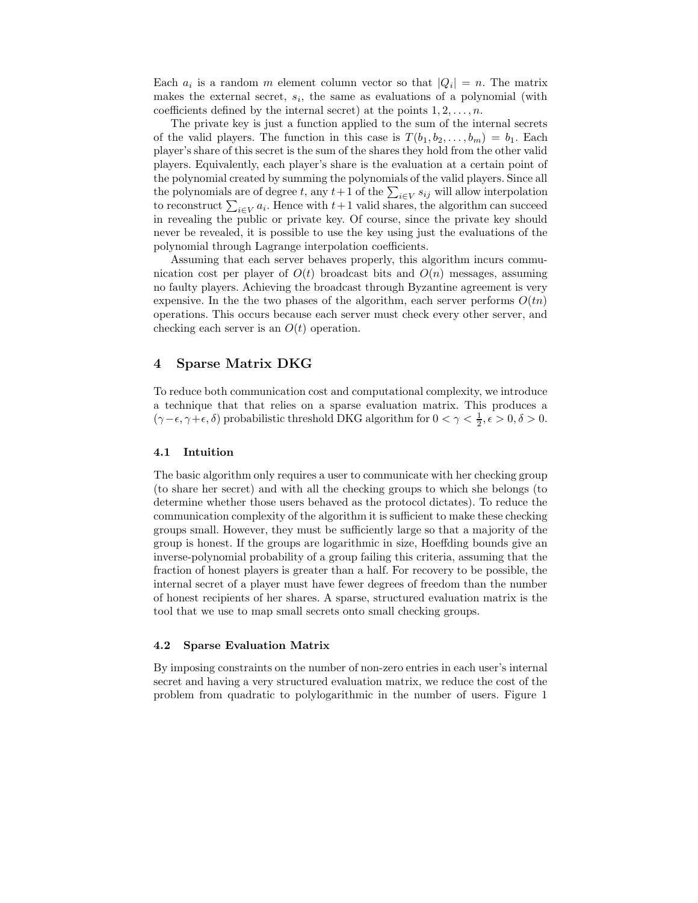Each $a_i$ is a random $m$ element column vector so that $|Q_i| = n$. The matrix makes the external secret, $s_i$, the same as evaluations of a polynomial (with coefficients defined by the internal secret) at the points $1, 2, \ldots, n$.

The private key is just a function applied to the sum of the internal secrets of the valid players. The function in this case is $T(b_1, b_2, \ldots, b_m) = b_1$. Each player's share of this secret is the sum of the shares they hold from the other valid players. Equivalently, each player's share is the evaluation at a certain point of the polynomial created by summing the polynomials of the valid players. Since all the polynomials are of degree $t$, any $t+1$ of the $\sum_{i \in V} s_{ij}$ will allow interpolation to reconstruct $\sum_{i \in V} a_i$. Hence with $t+1$ valid shares, the algorithm can succeed in revealing the public or private key. Of course, since the private key should never be revealed, it is possible to use the key using just the evaluations of the polynomial through Lagrange interpolation coefficients.

Assuming that each server behaves properly, this algorithm incurs communication cost per player of $O(t)$ broadcast bits and $O(n)$ messages, assuming no faulty players. Achieving the broadcast through Byzantine agreement is very expensive. In the the two phases of the algorithm, each server performs $O(tn)$ operations. This occurs because each server must check every other server, and checking each server is an $O(t)$ operation.

## 4 Sparse Matrix DKG

To reduce both communication cost and computational complexity, we introduce a technique that that relies on a sparse evaluation matrix. This produces a $(\gamma - \epsilon, \gamma + \epsilon, \delta)$ probabilistic threshold DKG algorithm for $0 < \gamma < \frac{1}{2}, \epsilon > 0, \delta > 0$.

### 4.1 Intuition

The basic algorithm only requires a user to communicate with her checking group (to share her secret) and with all the checking groups to which she belongs (to determine whether those users behaved as the protocol dictates). To reduce the communication complexity of the algorithm it is sufficient to make these checking groups small. However, they must be sufficiently large so that a majority of the group is honest. If the groups are logarithmic in size, Hoeffding bounds give an inverse-polynomial probability of a group failing this criteria, assuming that the fraction of honest players is greater than a half. For recovery to be possible, the internal secret of a player must have fewer degrees of freedom than the number of honest recipients of her shares. A sparse, structured evaluation matrix is the tool that we use to map small secrets onto small checking groups.

### 4.2 Sparse Evaluation Matrix

By imposing constraints on the number of non-zero entries in each user's internal secret and having a very structured evaluation matrix, we reduce the cost of the problem from quadratic to polylogarithmic in the number of users. Figure 1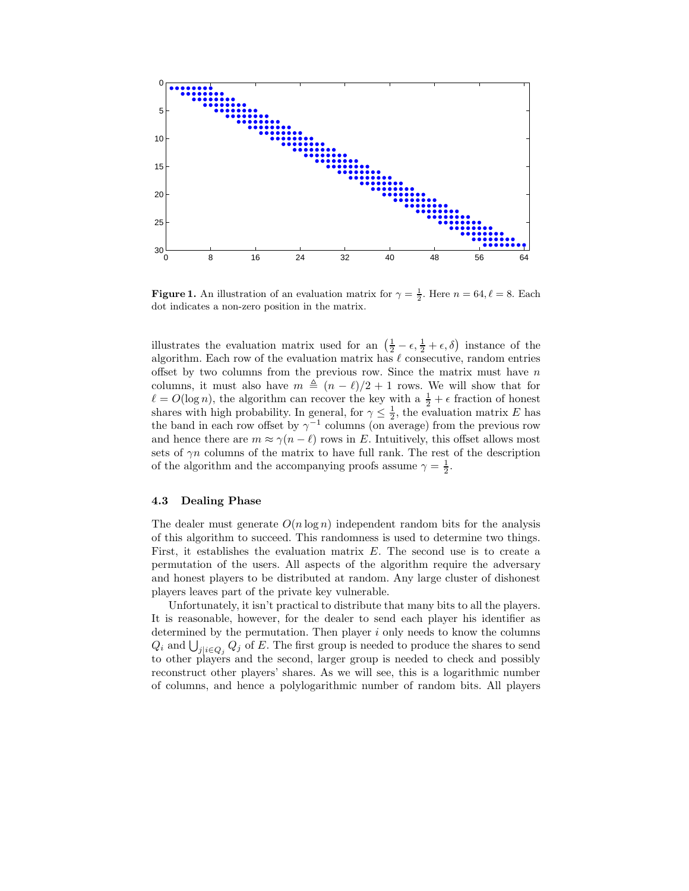**Figure 1.** An illustration of an evaluation matrix for $\gamma = \frac{1}{2}$. Here $n = 64, \ell = 8$. Each dot indicates a non-zero position in the matrix.

illustrates the evaluation matrix used for an $\left(\frac{1}{2} - \epsilon, \frac{1}{2} + \epsilon, \delta\right)$ instance of the algorithm. Each row of the evaluation matrix has $\ell$ consecutive, random entries offset by two columns from the previous row. Since the matrix must have $n$ columns, it must also have $m \triangleq (n - \ell)/2 + 1$ rows. We will show that for $\ell = O(\log n)$, the algorithm can recover the key with a $\frac{1}{2} + \epsilon$ fraction of honest shares with high probability. In general, for $\gamma \leq \frac{1}{2}$, the evaluation matrix $E$ has the band in each row offset by $\gamma^{-1}$ columns (on average) from the previous row and hence there are $m \approx \gamma(n - \ell)$ rows in $E$. Intuitively, this offset allows most sets of $\gamma n$ columns of the matrix to have full rank. The rest of the description of the algorithm and the accompanying proofs assume $\gamma = \frac{1}{2}$.

### 4.3 Dealing Phase

The dealer must generate $O(n \log n)$ independent random bits for the analysis of this algorithm to succeed. This randomness is used to determine two things. First, it establishes the evaluation matrix $E$. The second use is to create a permutation of the users. All aspects of the algorithm require the adversary and honest players to be distributed at random. Any large cluster of dishonest players leaves part of the private key vulnerable.

Unfortunately, it isn't practical to distribute that many bits to all the players. It is reasonable, however, for the dealer to send each player his identifier as determined by the permutation. Then player $i$ only needs to know the columns $Q_i$ and $\bigcup_{j|i \in Q_j} Q_j$ of $E$. The first group is needed to produce the shares to send to other players and the second, larger group is needed to check and possibly reconstruct other players' shares. As we will see, this is a logarithmic number of columns, and hence a polylogarithmic number of random bits. All players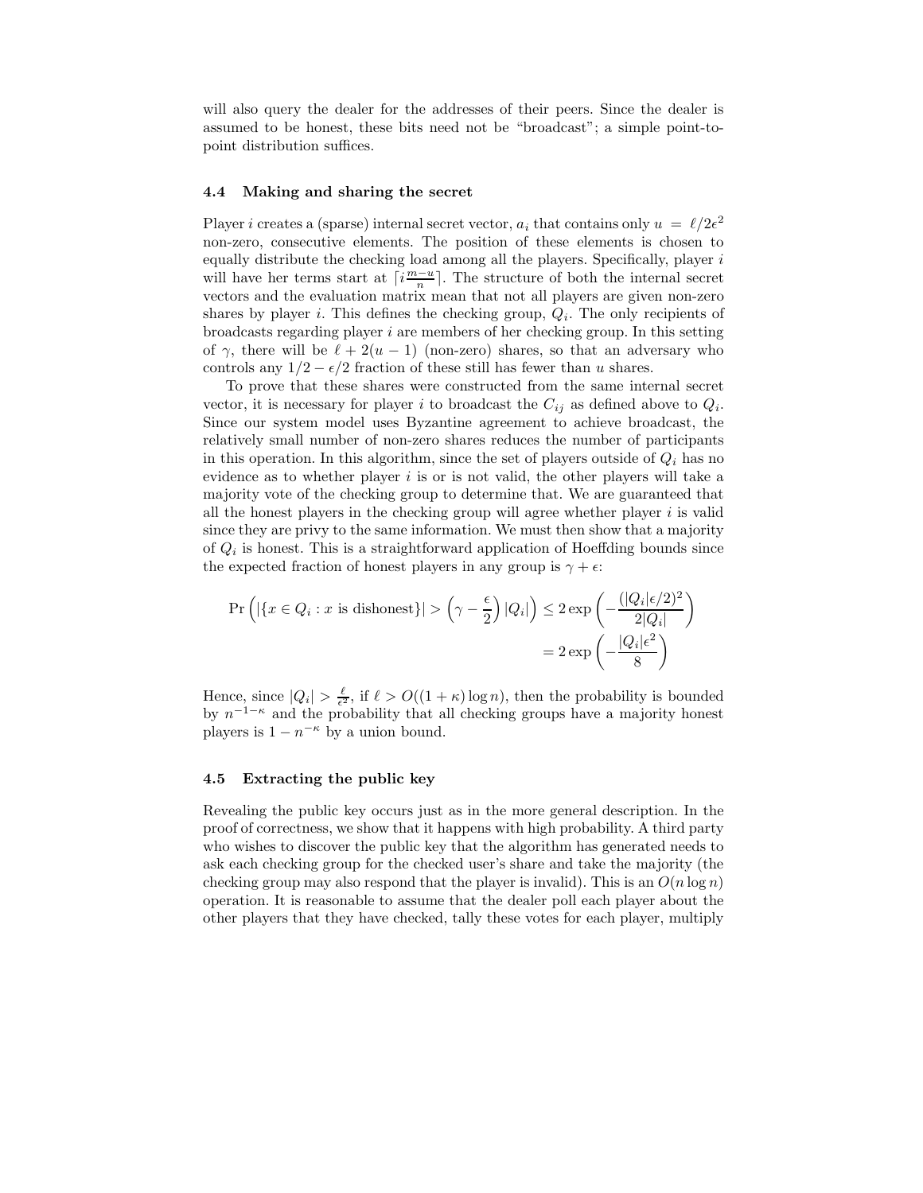will also query the dealer for the addresses of their peers. Since the dealer is assumed to be honest, these bits need not be "broadcast"; a simple point-to-point distribution suffices.

### 4.4 Making and sharing the secret

Player $i$ creates a (sparse) internal secret vector, $a_i$ that contains only $u = \ell/2\epsilon^2$ non-zero, consecutive elements. The position of these elements is chosen to equally distribute the checking load among all the players. Specifically, player $i$ will have her terms start at $\lceil i\frac{m-u}{n} \rceil$. The structure of both the internal secret vectors and the evaluation matrix mean that not all players are given non-zero shares by player $i$. This defines the checking group, $Q_i$. The only recipients of broadcasts regarding player $i$ are members of her checking group. In this setting of $\gamma$, there will be $\ell + 2(u-1)$ (non-zero) shares, so that an adversary who controls any $1/2 - \epsilon/2$ fraction of these still has fewer than $u$ shares.

To prove that these shares were constructed from the same internal secret vector, it is necessary for player $i$ to broadcast the $C_{ij}$ as defined above to $Q_i$. Since our system model uses Byzantine agreement to achieve broadcast, the relatively small number of non-zero shares reduces the number of participants in this operation. In this algorithm, since the set of players outside of $Q_i$ has no evidence as to whether player $i$ is or is not valid, the other players will take a majority vote of the checking group to determine that. We are guaranteed that all the honest players in the checking group will agree whether player $i$ is valid since they are privy to the same information. We must then show that a majority of $Q_i$ is honest. This is a straightforward application of Hoeffding bounds since the expected fraction of honest players in any group is $\gamma + \epsilon$:

$$\Pr\left(|\{x \in Q_i : x \text{ is dishonest}\}| > \left(\gamma - \frac{\epsilon}{2}\right)|Q_i|\right) \leq 2\exp\left(-\frac{(|Q_i|\epsilon/2)^2}{2|Q_i|}\right)$$
$$= 2\exp\left(-\frac{|Q_i|\epsilon^2}{8}\right)$$

Hence, since $|Q_i| > \frac{\ell}{\epsilon^2}$, if $\ell > O((1+\kappa)\log n)$, then the probability is bounded by $n^{-1-\kappa}$ and the probability that all checking groups have a majority honest players is $1 - n^{-\kappa}$ by a union bound.

### 4.5 Extracting the public key

Revealing the public key occurs just as in the more general description. In the proof of correctness, we show that it happens with high probability. A third party who wishes to discover the public key that the algorithm has generated needs to ask each checking group for the checked user's share and take the majority (the checking group may also respond that the player is invalid). This is an $O(n \log n)$ operation. It is reasonable to assume that the dealer poll each player about the other players that they have checked, tally these votes for each player, multiply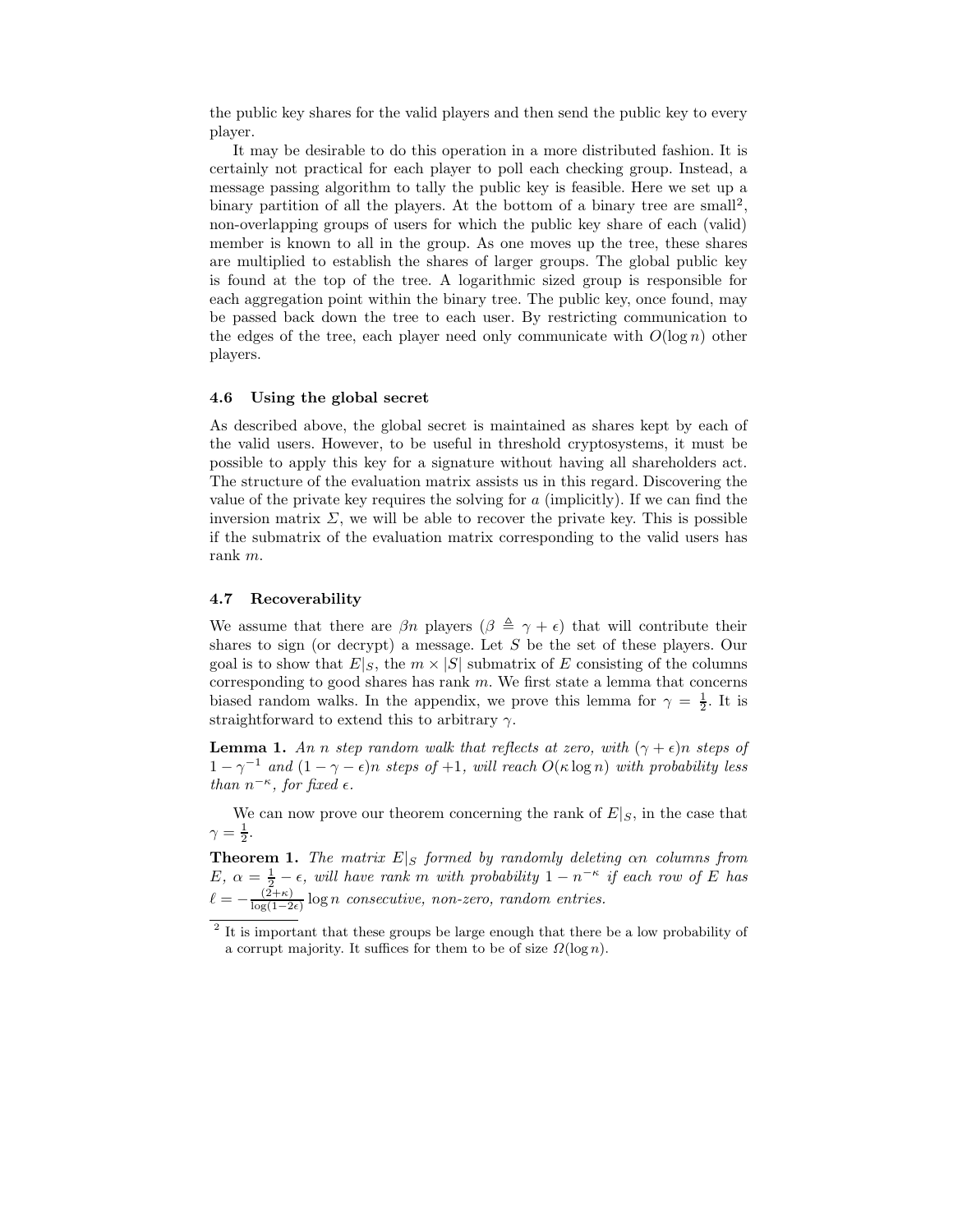the public key shares for the valid players and then send the public key to every player.

It may be desirable to do this operation in a more distributed fashion. It is certainly not practical for each player to poll each checking group. Instead, a message passing algorithm to tally the public key is feasible. Here we set up a binary partition of all the players. At the bottom of a binary tree are small[2], non-overlapping groups of users for which the public key share of each (valid) member is known to all in the group. As one moves up the tree, these shares are multiplied to establish the shares of larger groups. The global public key is found at the top of the tree. A logarithmic sized group is responsible for each aggregation point within the binary tree. The public key, once found, may be passed back down the tree to each user. By restricting communication to the edges of the tree, each player need only communicate with $O(\log n)$ other players.

### 4.6 Using the global secret

As described above, the global secret is maintained as shares kept by each of the valid users. However, to be useful in threshold cryptosystems, it must be possible to apply this key for a signature without having all shareholders act. The structure of the evaluation matrix assists us in this regard. Discovering the value of the private key requires the solving for $a$ (implicitly). If we can find the inversion matrix $\Sigma$, we will be able to recover the private key. This is possible if the submatrix of the evaluation matrix corresponding to the valid users has rank $m$.

### 4.7 Recoverability

We assume that there are $\beta n$ players ($\beta \triangleq \gamma + \epsilon$) that will contribute their shares to sign (or decrypt) a message. Let $S$ be the set of these players. Our goal is to show that $E|_S$, the $m \times |S|$ submatrix of $E$ consisting of the columns corresponding to good shares has rank $m$. We first state a lemma that concerns biased random walks. In the appendix, we prove this lemma for $\gamma = \frac{1}{2}$. It is straightforward to extend this to arbitrary $\gamma$.

**Lemma 1.** *An $n$ step random walk that reflects at zero, with $(\gamma + \epsilon)n$ steps of $1 - \gamma^{-1}$ and $(1 - \gamma - \epsilon)n$ steps of $+1$, will reach $O(\kappa \log n)$ with probability less than $n^{-\kappa}$, for fixed $\epsilon$.*

We can now prove our theorem concerning the rank of $E|_S$, in the case that $\gamma = \frac{1}{2}$.

**Theorem 1.** *The matrix $E|_S$ formed by randomly deleting $\alpha n$ columns from $E$, $\alpha = \frac{1}{2} - \epsilon$, will have rank $m$ with probability $1 - n^{-\kappa}$ if each row of $E$ has $\ell = -\frac{(2+\kappa)}{\log(1-2\epsilon)} \log n$ consecutive, non-zero, random entries.*

[2] It is important that these groups be large enough that there be a low probability of a corrupt majority. It suffices for them to be of size $\Omega(\log n)$.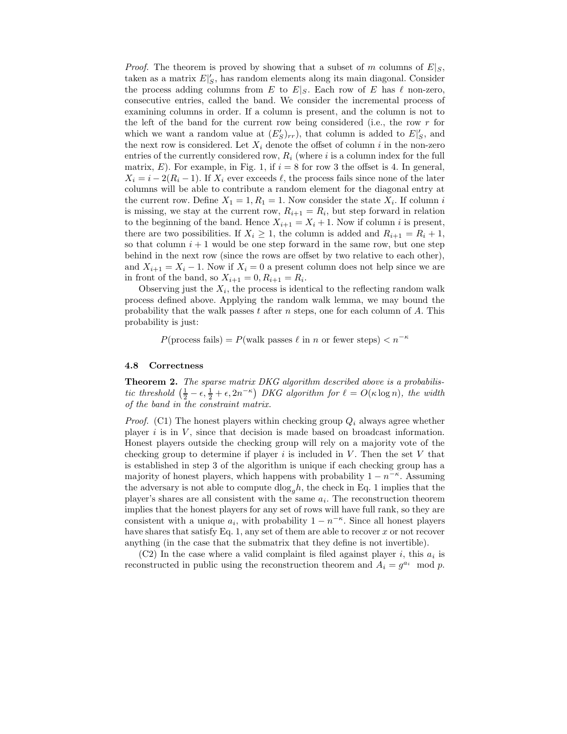*Proof.* The theorem is proved by showing that a subset of $m$ columns of $E|_S$, taken as a matrix $E|'_S$, has random elements along its main diagonal. Consider the process adding columns from $E$ to $E|_S$. Each row of $E$ has $\ell$ non-zero, consecutive entries, called the band. We consider the incremental process of examining columns in order. If a column is present, and the column is not to the left of the band for the current row being considered (i.e., the row $r$ for which we want a random value at $(E'_S)_{rr}$), that column is added to $E|'_S$, and the next row is considered. Let $X_i$ denote the offset of column $i$ in the non-zero entries of the currently considered row, $R_i$ (where $i$ is a column index for the full matrix, $E$). For example, in Fig. 1, if $i = 8$ for row 3 the offset is 4. In general, $X_i = i - 2(R_i - 1)$. If $X_i$ ever exceeds $\ell$, the process fails since none of the later columns will be able to contribute a random element for the diagonal entry at the current row. Define $X_1 = 1, R_1 = 1$. Now consider the state $X_i$. If column $i$ is missing, we stay at the current row, $R_{i+1} = R_i$, but step forward in relation to the beginning of the band. Hence $X_{i+1} = X_i + 1$. Now if column $i$ is present, there are two possibilities. If $X_i \geq 1$, the column is added and $R_{i+1} = R_i + 1$, so that column $i + 1$ would be one step forward in the same row, but one step behind in the next row (since the rows are offset by two relative to each other), and $X_{i+1} = X_i - 1$. Now if $X_i = 0$ a present column does not help since we are in front of the band, so $X_{i+1} = 0, R_{i+1} = R_i$.

Observing just the $X_i$, the process is identical to the reflecting random walk process defined above. Applying the random walk lemma, we may bound the probability that the walk passes $t$ after $n$ steps, one for each column of $A$. This probability is just:

$$P(\text{process fails}) = P(\text{walk passes } \ell \text{ in } n \text{ or fewer steps}) < n^{-\kappa}$$

### 4.8 Correctness

**Theorem 2.** *The sparse matrix DKG algorithm described above is a probabilistic threshold* $\left(\frac{1}{2} - \epsilon, \frac{1}{2} + \epsilon, 2n^{-\kappa}\right)$ *DKG algorithm for* $\ell = O(\kappa \log n)$*, the width of the band in the constraint matrix.*

*Proof.* (C1) The honest players within checking group $Q_i$ always agree whether player $i$ is in $V$, since that decision is made based on broadcast information. Honest players outside the checking group will rely on a majority vote of the checking group to determine if player $i$ is included in $V$. Then the set $V$ that is established in step 3 of the algorithm is unique if each checking group has a majority of honest players, which happens with probability $1 - n^{-\kappa}$. Assuming the adversary is not able to compute $\mathrm{dlog}_g h$, the check in Eq. 1 implies that the player's shares are all consistent with the same $a_i$. The reconstruction theorem implies that the honest players for any set of rows will have full rank, so they are consistent with a unique $a_i$, with probability $1 - n^{-\kappa}$. Since all honest players have shares that satisfy Eq. 1, any set of them are able to recover $x$ or not recover anything (in the case that the submatrix that they define is not invertible).

(C2) In the case where a valid complaint is filed against player $i$, this $a_i$ is reconstructed in public using the reconstruction theorem and $A_i = g^{a_i} \mod p$.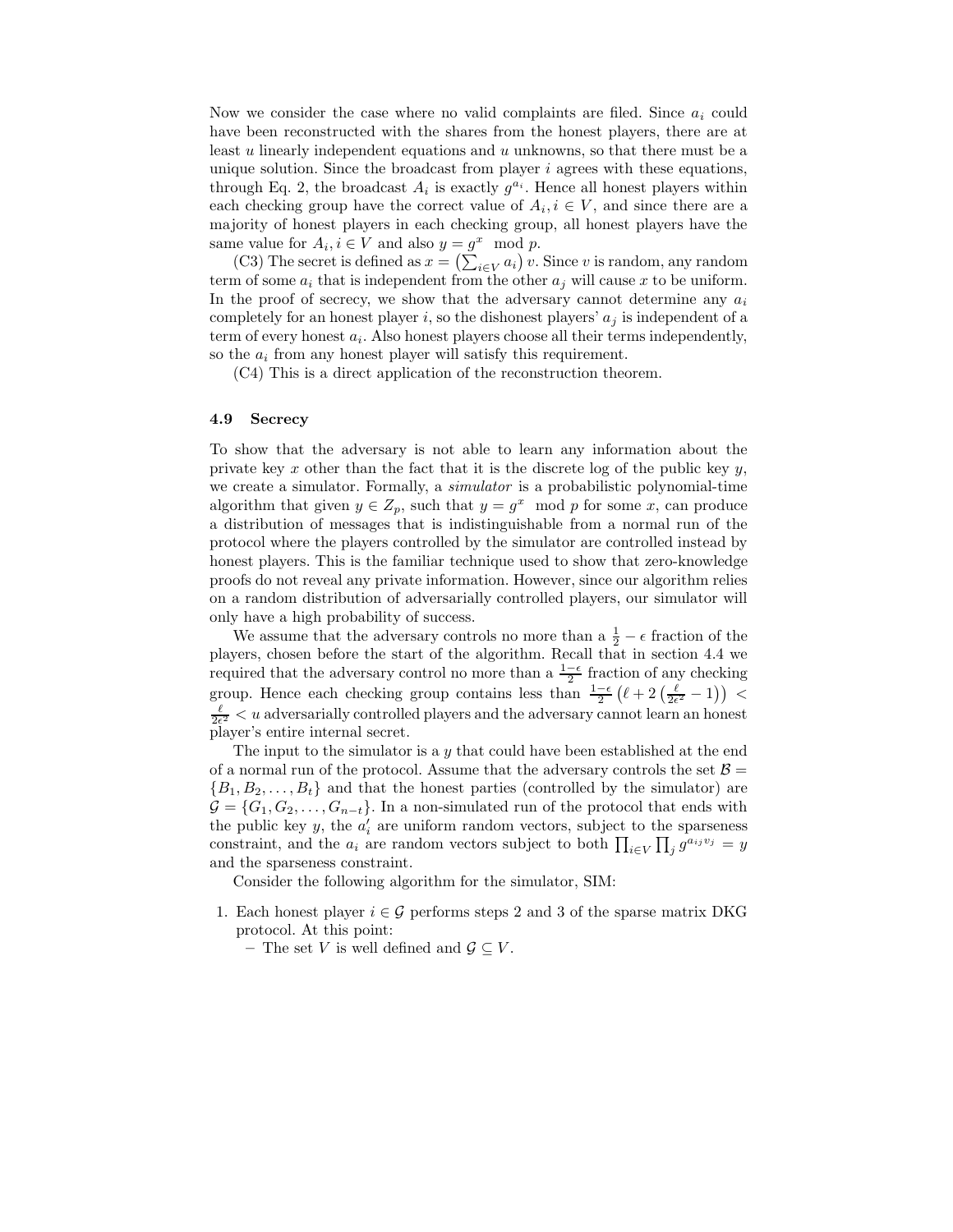Now we consider the case where no valid complaints are filed. Since $a_i$ could have been reconstructed with the shares from the honest players, there are at least $u$ linearly independent equations and $u$ unknowns, so that there must be a unique solution. Since the broadcast from player $i$ agrees with these equations, through Eq. 2, the broadcast $A_i$ is exactly $g^{a_i}$. Hence all honest players within each checking group have the correct value of $A_i, i \in V$, and since there are a majority of honest players in each checking group, all honest players have the same value for $A_i, i \in V$ and also $y = g^x \mod p$.

(C3) The secret is defined as $x = \left(\sum_{i \in V} a_i\right) v$. Since $v$ is random, any random term of some $a_i$ that is independent from the other $a_j$ will cause $x$ to be uniform. In the proof of secrecy, we show that the adversary cannot determine any $a_i$ completely for an honest player $i$, so the dishonest players' $a_j$ is independent of a term of every honest $a_i$. Also honest players choose all their terms independently, so the $a_i$ from any honest player will satisfy this requirement.

(C4) This is a direct application of the reconstruction theorem.

### 4.9 Secrecy

To show that the adversary is not able to learn any information about the private key $x$ other than the fact that it is the discrete log of the public key $y$, we create a simulator. Formally, a *simulator* is a probabilistic polynomial-time algorithm that given $y \in Z_p$, such that $y = g^x \mod p$ for some $x$, can produce a distribution of messages that is indistinguishable from a normal run of the protocol where the players controlled by the simulator are controlled instead by honest players. This is the familiar technique used to show that zero-knowledge proofs do not reveal any private information. However, since our algorithm relies on a random distribution of adversarially controlled players, our simulator will only have a high probability of success.

We assume that the adversary controls no more than a $\frac{1}{2} - \epsilon$ fraction of the players, chosen before the start of the algorithm. Recall that in section 4.4 we required that the adversary control no more than a $\frac{1-\epsilon}{2}$ fraction of any checking group. Hence each checking group contains less than $\frac{1-\epsilon}{2}\left(\ell + 2\left(\frac{\ell}{2\epsilon^2} - 1\right)\right) < \frac{\ell}{2\epsilon^2} < u$ adversarially controlled players and the adversary cannot learn an honest player's entire internal secret.

The input to the simulator is a $y$ that could have been established at the end of a normal run of the protocol. Assume that the adversary controls the set $\mathcal{B} = \{B_1, B_2, \ldots, B_t\}$ and that the honest parties (controlled by the simulator) are $\mathcal{G} = \{G_1, G_2, \ldots, G_{n-t}\}$. In a non-simulated run of the protocol that ends with the public key $y$, the $a'_i$ are uniform random vectors, subject to the sparseness constraint, and the $a_i$ are random vectors subject to both $\prod_{i \in V} \prod_j g^{a_{ij} v_j} = y$ and the sparseness constraint.

Consider the following algorithm for the simulator, SIM:

1. Each honest player $i \in \mathcal{G}$ performs steps 2 and 3 of the sparse matrix DKG protocol. At this point:
   - The set $V$ is well defined and $\mathcal{G} \subseteq V$.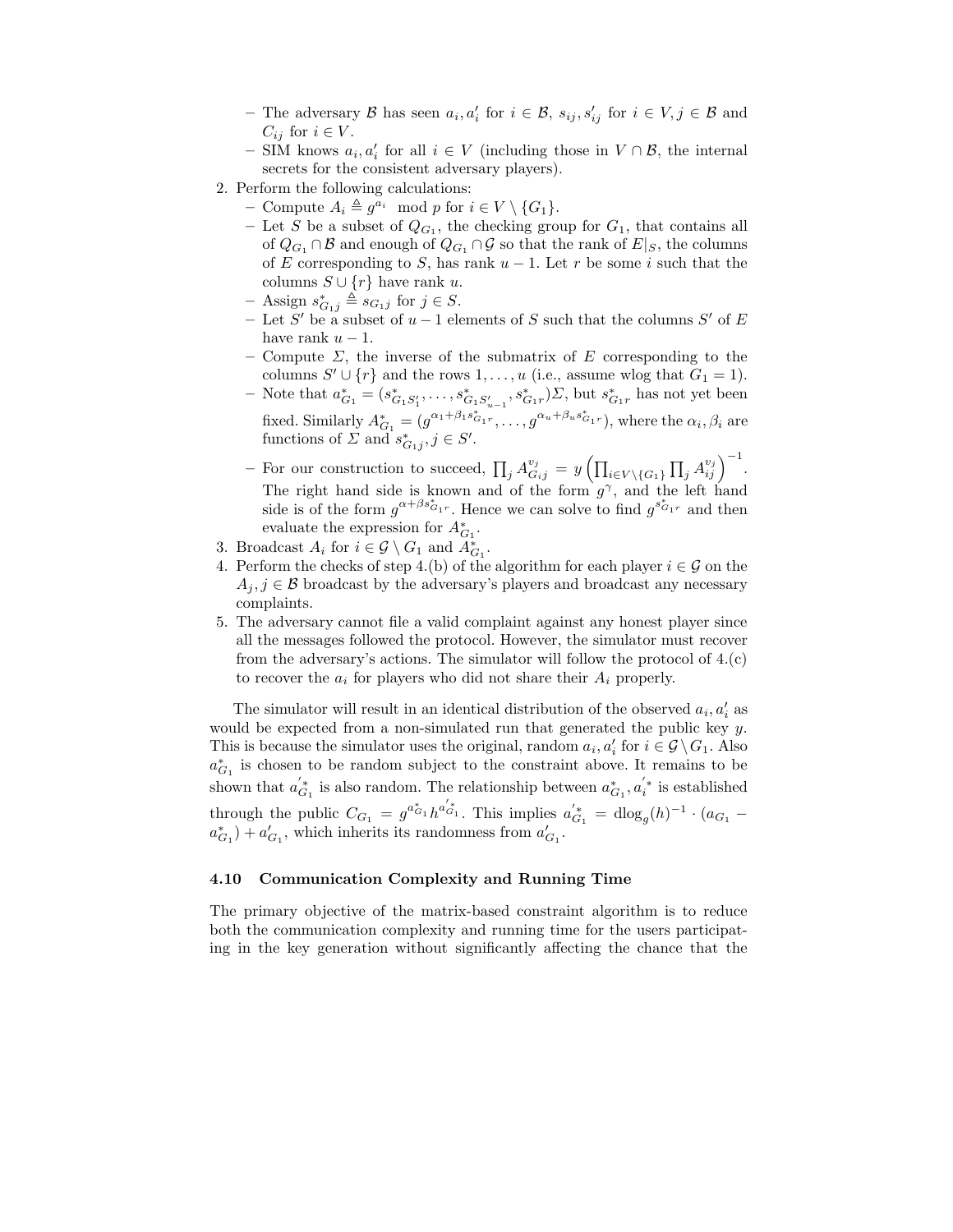- The adversary $\mathcal{B}$ has seen $a_i, a'_i$ for $i \in \mathcal{B}$, $s_{ij}, s'_{ij}$ for $i \in V, j \in \mathcal{B}$ and $C_{ij}$ for $i \in V$.
  - SIM knows $a_i, a'_i$ for all $i \in V$ (including those in $V \cap \mathcal{B}$, the internal secrets for the consistent adversary players).
2. Perform the following calculations:
  - Compute $A_i \triangleq g^{a_i} \mod p$ for $i \in V \setminus \{G_1\}$.
  - Let $S$ be a subset of $Q_{G_1}$, the checking group for $G_1$, that contains all of $Q_{G_1} \cap \mathcal{B}$ and enough of $Q_{G_1} \cap \mathcal{G}$ so that the rank of $E|_S$, the columns of $E$ corresponding to $S$, has rank $u - 1$. Let $r$ be some $i$ such that the columns $S \cup \{r\}$ have rank $u$.
  - Assign $s^*_{G_1 j} \triangleq s_{G_1 j}$ for $j \in S$.
  - Let $S'$ be a subset of $u - 1$ elements of $S$ such that the columns $S'$ of $E$ have rank $u - 1$.
  - Compute $\Sigma$, the inverse of the submatrix of $E$ corresponding to the columns $S' \cup \{r\}$ and the rows $1, \ldots, u$ (i.e., assume wlog that $G_1 = 1$).
  - Note that $a^*_{G_1} = (s^*_{G_1 S'_1}, \ldots, s^*_{G_1 S'_{u-1}}, s^*_{G_1 r})\Sigma$, but $s^*_{G_1 r}$ has not yet been fixed. Similarly $A^*_{G_1} = (g^{\alpha_1 + \beta_1 s^*_{G_1 r}}, \ldots, g^{\alpha_u + \beta_u s^*_{G_1 r}})$, where the $\alpha_i, \beta_i$ are functions of $\Sigma$ and $s^*_{G_1 j}, j \in S'$.
  - For our construction to succeed, $\prod_j A^{v_j}_{G_i j} = y \left( \prod_{i \in V \setminus \{G_1\}} \prod_j A^{v_j}_{ij} \right)^{-1}$. The right hand side is known and of the form $g^{\gamma}$, and the left hand side is of the form $g^{\alpha + \beta s^*_{G_1 r}}$. Hence we can solve to find $g^{s^*_{G_1 r}}$ and then evaluate the expression for $A^*_{G_1}$.
3. Broadcast $A_i$ for $i \in \mathcal{G} \setminus G_1$ and $A^*_{G_1}$.
4. Perform the checks of step 4.(b) of the algorithm for each player $i \in \mathcal{G}$ on the $A_j, j \in \mathcal{B}$ broadcast by the adversary's players and broadcast any necessary complaints.
5. The adversary cannot file a valid complaint against any honest player since all the messages followed the protocol. However, the simulator must recover from the adversary's actions. The simulator will follow the protocol of 4.(c) to recover the $a_i$ for players who did not share their $A_i$ properly.

The simulator will result in an identical distribution of the observed $a_i, a'_i$ as would be expected from a non-simulated run that generated the public key $y$. This is because the simulator uses the original, random $a_i, a'_i$ for $i \in \mathcal{G} \setminus G_1$. Also $a^*_{G_1}$ is chosen to be random subject to the constraint above. It remains to be shown that $a'^*_{G_1}$ is also random. The relationship between $a^*_{G_1}, a'^*_i$ is established through the public $C_{G_1} = g^{a^*_{G_1}} h^{a'^*_{G_1}}$. This implies $a'^*_{G_1} = \mathrm{dlog}_g(h)^{-1} \cdot (a_{G_1} - a^*_{G_1}) + a'_{G_1}$, which inherits its randomness from $a'_{G_1}$.

### 4.10 Communication Complexity and Running Time

The primary objective of the matrix-based constraint algorithm is to reduce both the communication complexity and running time for the users participating in the key generation without significantly affecting the chance that the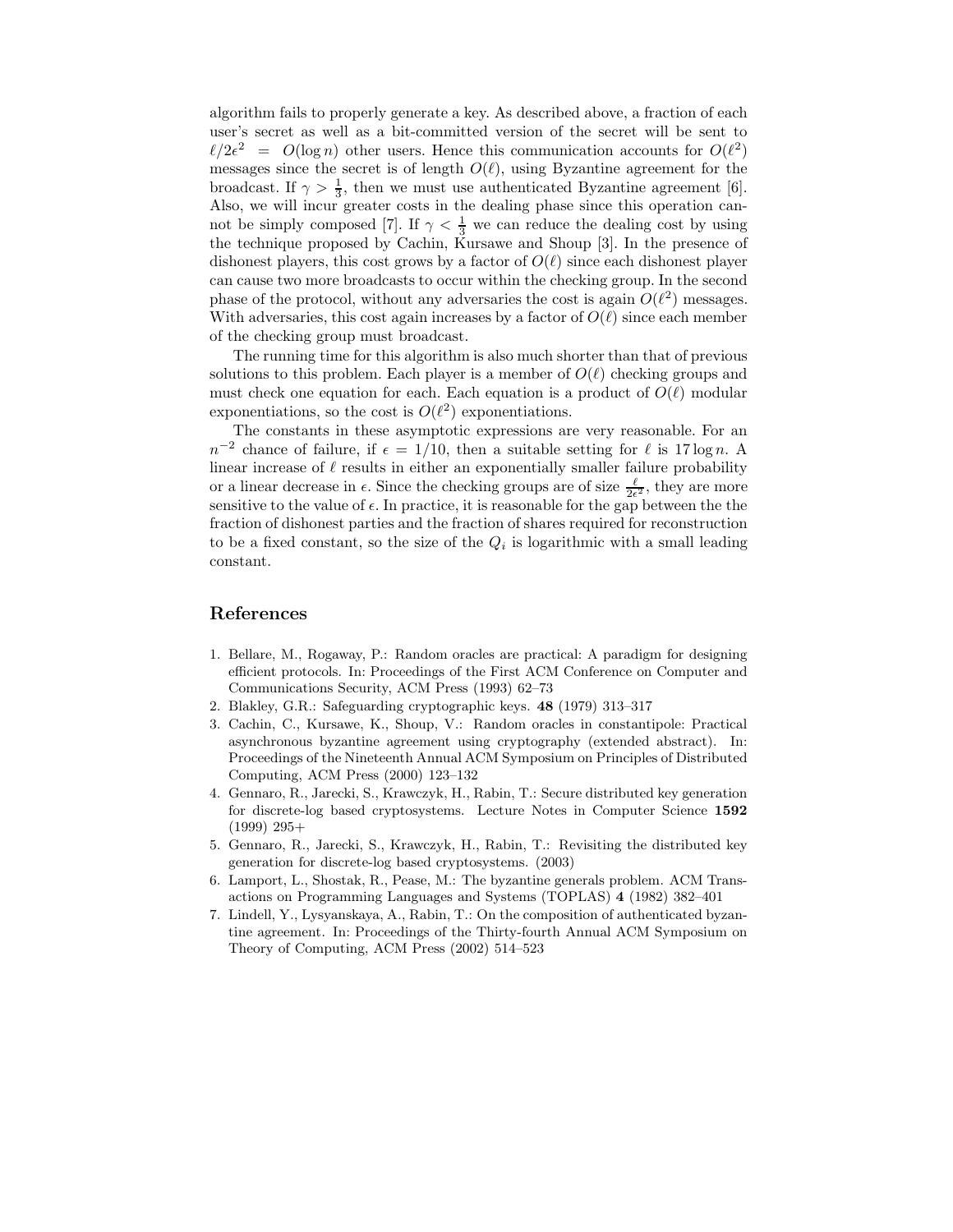algorithm fails to properly generate a key. As described above, a fraction of each user's secret as well as a bit-committed version of the secret will be sent to $\ell/2\epsilon^2 = O(\log n)$ other users. Hence this communication accounts for $O(\ell^2)$ messages since the secret is of length $O(\ell)$, using Byzantine agreement for the broadcast. If $\gamma > \frac{1}{3}$, then we must use authenticated Byzantine agreement [6]. Also, we will incur greater costs in the dealing phase since this operation cannot be simply composed [7]. If $\gamma < \frac{1}{3}$ we can reduce the dealing cost by using the technique proposed by Cachin, Kursawe and Shoup [3]. In the presence of dishonest players, this cost grows by a factor of $O(\ell)$ since each dishonest player can cause two more broadcasts to occur within the checking group. In the second phase of the protocol, without any adversaries the cost is again $O(\ell^2)$ messages. With adversaries, this cost again increases by a factor of $O(\ell)$ since each member of the checking group must broadcast.

The running time for this algorithm is also much shorter than that of previous solutions to this problem. Each player is a member of $O(\ell)$ checking groups and must check one equation for each. Each equation is a product of $O(\ell)$ modular exponentiations, so the cost is $O(\ell^2)$ exponentiations.

The constants in these asymptotic expressions are very reasonable. For an $n^{-2}$ chance of failure, if $\epsilon = 1/10$, then a suitable setting for $\ell$ is $17 \log n$. A linear increase of $\ell$ results in either an exponentially smaller failure probability or a linear decrease in $\epsilon$. Since the checking groups are of size $\frac{\ell}{2\epsilon^2}$, they are more sensitive to the value of $\epsilon$. In practice, it is reasonable for the gap between the the fraction of dishonest parties and the fraction of shares required for reconstruction to be a fixed constant, so the size of the $Q_i$ is logarithmic with a small leading constant.

## References

1. Bellare, M., Rogaway, P.: Random oracles are practical: A paradigm for designing efficient protocols. In: Proceedings of the First ACM Conference on Computer and Communications Security, ACM Press (1993) 62–73
2. Blakley, G.R.: Safeguarding cryptographic keys. **48** (1979) 313–317
3. Cachin, C., Kursawe, K., Shoup, V.: Random oracles in constantipole: Practical asynchronous byzantine agreement using cryptography (extended abstract). In: Proceedings of the Nineteenth Annual ACM Symposium on Principles of Distributed Computing, ACM Press (2000) 123–132
4. Gennaro, R., Jarecki, S., Krawczyk, H., Rabin, T.: Secure distributed key generation for discrete-log based cryptosystems. Lecture Notes in Computer Science **1592** (1999) 295+
5. Gennaro, R., Jarecki, S., Krawczyk, H., Rabin, T.: Revisiting the distributed key generation for discrete-log based cryptosystems. (2003)
6. Lamport, L., Shostak, R., Pease, M.: The byzantine generals problem. ACM Transactions on Programming Languages and Systems (TOPLAS) **4** (1982) 382–401
7. Lindell, Y., Lysyanskaya, A., Rabin, T.: On the composition of authenticated byzantine agreement. In: Proceedings of the Thirty-fourth Annual ACM Symposium on Theory of Computing, ACM Press (2002) 514–523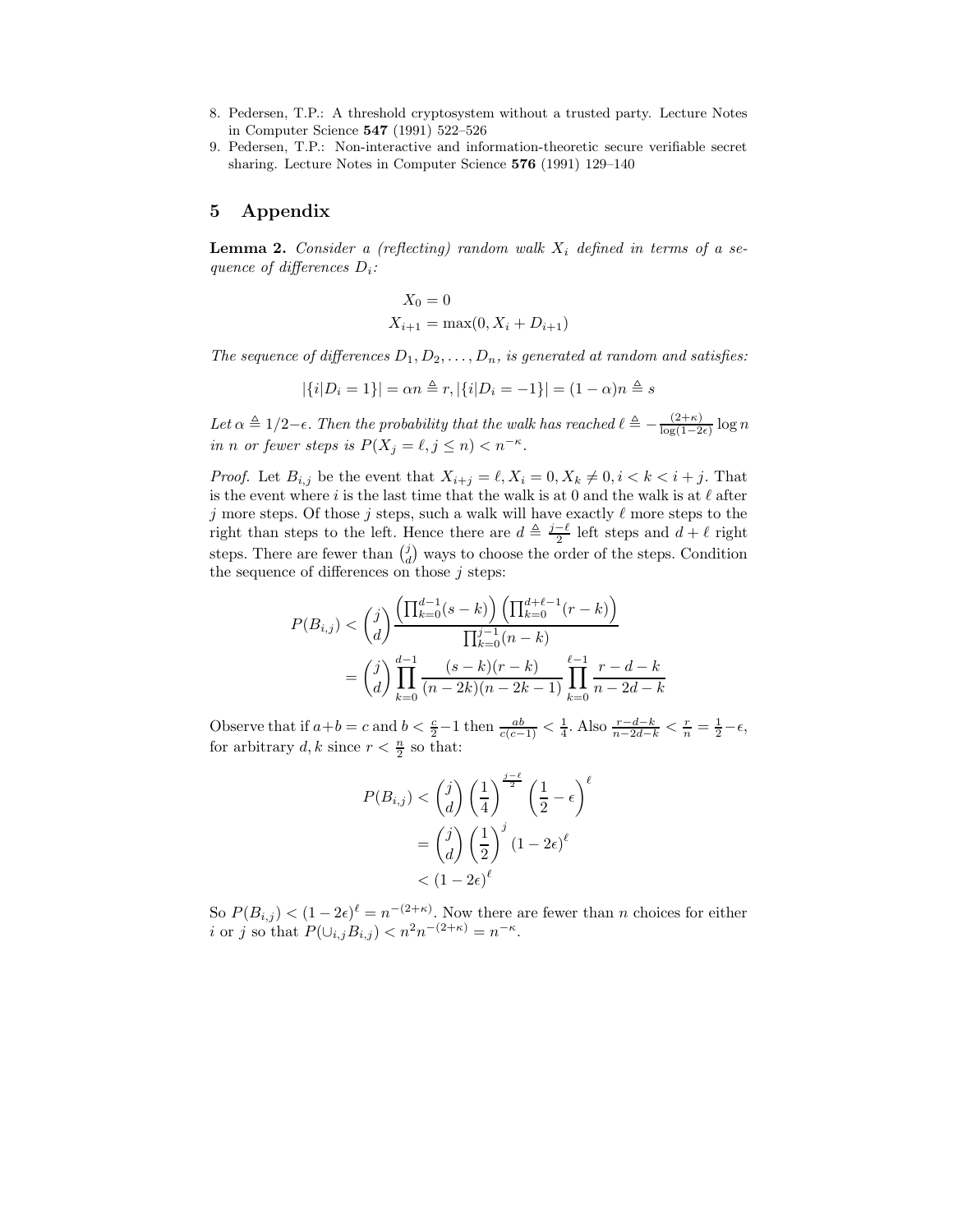8. Pedersen, T.P.: A threshold cryptosystem without a trusted party. Lecture Notes in Computer Science **547** (1991) 522–526
9. Pedersen, T.P.: Non-interactive and information-theoretic secure verifiable secret sharing. Lecture Notes in Computer Science **576** (1991) 129–140

## 5 Appendix

**Lemma 2.** *Consider a (reflecting) random walk $X_i$ defined in terms of a sequence of differences $D_i$:*

$$X_0 = 0$$
$$X_{i+1} = \max(0, X_i + D_{i+1})$$

*The sequence of differences $D_1, D_2, \ldots, D_n$, is generated at random and satisfies:*

$$|\{i|D_i = 1\}| = \alpha n \triangleq r, |\{i|D_i = -1\}| = (1-\alpha)n \triangleq s$$

*Let $\alpha \triangleq 1/2 - \epsilon$. Then the probability that the walk has reached $\ell \triangleq -\frac{(2+\kappa)}{\log(1-2\epsilon)} \log n$ in $n$ or fewer steps is $P(X_j = \ell, j \leq n) < n^{-\kappa}$.*

*Proof.* Let $B_{i,j}$ be the event that $X_{i+j} = \ell, X_i = 0, X_k \neq 0, i < k < i+j$. That is the event where $i$ is the last time that the walk is at 0 and the walk is at $\ell$ after $j$ more steps. Of those $j$ steps, such a walk will have exactly $\ell$ more steps to the right than steps to the left. Hence there are $d \triangleq \frac{j-\ell}{2}$ left steps and $d + \ell$ right steps. There are fewer than $\binom{j}{d}$ ways to choose the order of the steps. Condition the sequence of differences on those $j$ steps:

$$\begin{aligned}
P(B_{i,j}) &< \binom{j}{d} \frac{\left(\prod_{k=0}^{d-1}(s-k)\right)\left(\prod_{k=0}^{d+\ell-1}(r-k)\right)}{\prod_{k=0}^{j-1}(n-k)} \\
&= \binom{j}{d} \prod_{k=0}^{d-1} \frac{(s-k)(r-k)}{(n-2k)(n-2k-1)} \prod_{k=0}^{\ell-1} \frac{r-d-k}{n-2d-k}
\end{aligned}$$

Observe that if $a+b = c$ and $b < \frac{c}{2} - 1$ then $\frac{ab}{c(c-1)} < \frac{1}{4}$. Also $\frac{r-d-k}{n-2d-k} < \frac{r}{n} = \frac{1}{2} - \epsilon$, for arbitrary $d, k$ since $r < \frac{n}{2}$ so that:

$$\begin{aligned}
P(B_{i,j}) &< \binom{j}{d} \left(\frac{1}{4}\right)^{\frac{j-\ell}{2}} \left(\frac{1}{2} - \epsilon\right)^{\ell} \\
&= \binom{j}{d} \left(\frac{1}{2}\right)^{j} (1-2\epsilon)^{\ell} \\
&< (1-2\epsilon)^{\ell}
\end{aligned}$$

So $P(B_{i,j}) < (1-2\epsilon)^{\ell} = n^{-(2+\kappa)}$. Now there are fewer than $n$ choices for either $i$ or $j$ so that $P(\cup_{i,j} B_{i,j}) < n^2 n^{-(2+\kappa)} = n^{-\kappa}$.